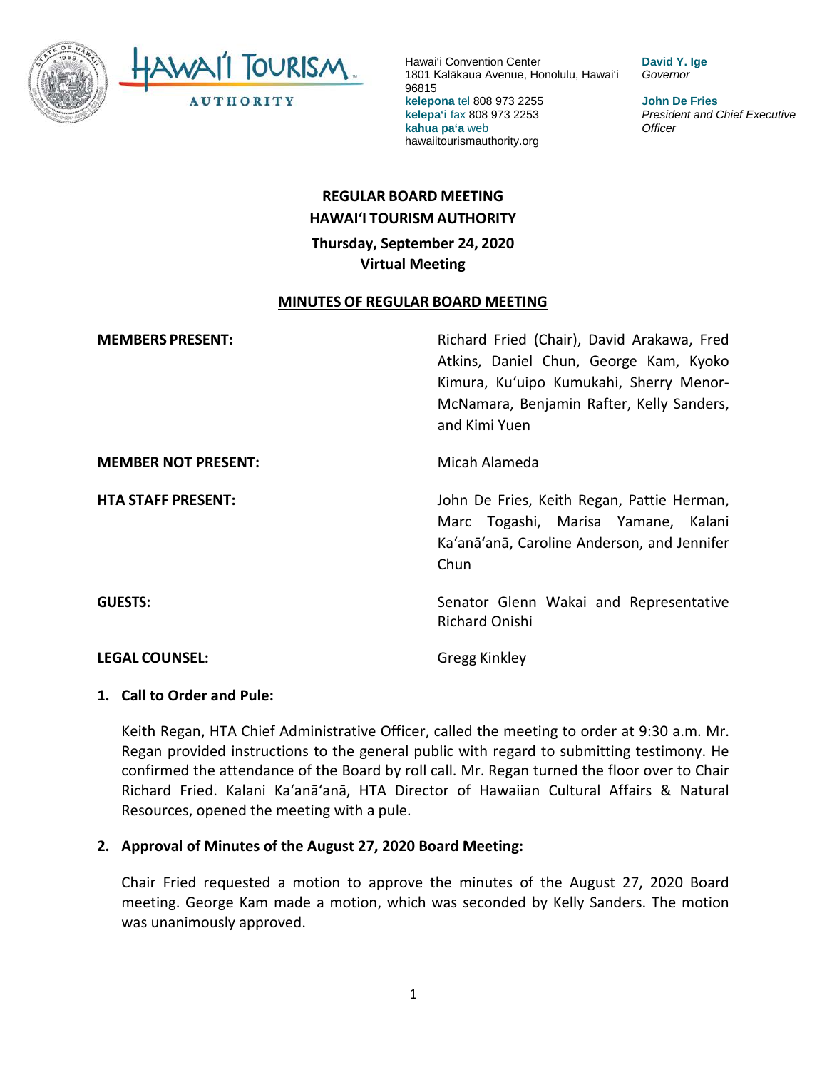Hawaiʻi Convention Center
1801 Kalākaua Avenue, Honolulu, Hawaiʻi 96815
**kelepona** tel 808 973 2255
**kelepaʻi** fax 808 973 2253
**kahua paʻa** web hawaiitourismauthority.org

**David Y. Ige**
*Governor*

**John De Fries**
*President and Chief Executive Officer*

# REGULAR BOARD MEETING
# HAWAIʻI TOURISM AUTHORITY
## Thursday, September 24, 2020
## Virtual Meeting

## MINUTES OF REGULAR BOARD MEETING

**MEMBERS PRESENT:** Richard Fried (Chair), David Arakawa, Fred Atkins, Daniel Chun, George Kam, Kyoko Kimura, Kuʻuipo Kumukahi, Sherry Menor-McNamara, Benjamin Rafter, Kelly Sanders, and Kimi Yuen

**MEMBER NOT PRESENT:** Micah Alameda

**HTA STAFF PRESENT:** John De Fries, Keith Regan, Pattie Herman, Marc Togashi, Marisa Yamane, Kalani Kaʻanāʻanā, Caroline Anderson, and Jennifer Chun

**GUESTS:** Senator Glenn Wakai and Representative Richard Onishi

**LEGAL COUNSEL:** Gregg Kinkley

### 1. Call to Order and Pule:

Keith Regan, HTA Chief Administrative Officer, called the meeting to order at 9:30 a.m. Mr. Regan provided instructions to the general public with regard to submitting testimony. He confirmed the attendance of the Board by roll call. Mr. Regan turned the floor over to Chair Richard Fried. Kalani Kaʻanāʻanā, HTA Director of Hawaiian Cultural Affairs & Natural Resources, opened the meeting with a pule.

### 2. Approval of Minutes of the August 27, 2020 Board Meeting:

Chair Fried requested a motion to approve the minutes of the August 27, 2020 Board meeting. George Kam made a motion, which was seconded by Kelly Sanders. The motion was unanimously approved.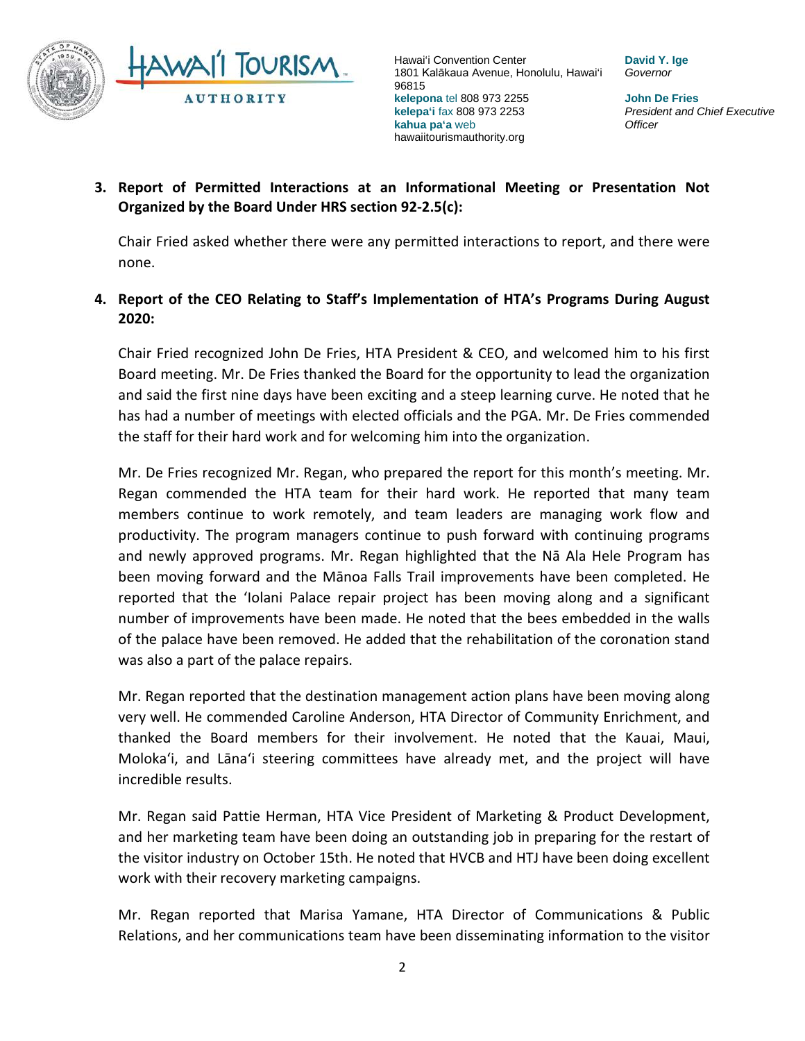**3. Report of Permitted Interactions at an Informational Meeting or Presentation Not Organized by the Board Under HRS section 92-2.5(c):**

Chair Fried asked whether there were any permitted interactions to report, and there were none.

**4. Report of the CEO Relating to Staff's Implementation of HTA's Programs During August 2020:**

Chair Fried recognized John De Fries, HTA President & CEO, and welcomed him to his first Board meeting. Mr. De Fries thanked the Board for the opportunity to lead the organization and said the first nine days have been exciting and a steep learning curve. He noted that he has had a number of meetings with elected officials and the PGA. Mr. De Fries commended the staff for their hard work and for welcoming him into the organization.

Mr. De Fries recognized Mr. Regan, who prepared the report for this month's meeting. Mr. Regan commended the HTA team for their hard work. He reported that many team members continue to work remotely, and team leaders are managing work flow and productivity. The program managers continue to push forward with continuing programs and newly approved programs. Mr. Regan highlighted that the Nā Ala Hele Program has been moving forward and the Mānoa Falls Trail improvements have been completed. He reported that the ʻIolani Palace repair project has been moving along and a significant number of improvements have been made. He noted that the bees embedded in the walls of the palace have been removed. He added that the rehabilitation of the coronation stand was also a part of the palace repairs.

Mr. Regan reported that the destination management action plans have been moving along very well. He commended Caroline Anderson, HTA Director of Community Enrichment, and thanked the Board members for their involvement. He noted that the Kauai, Maui, Molokaʻi, and Lānaʻi steering committees have already met, and the project will have incredible results.

Mr. Regan said Pattie Herman, HTA Vice President of Marketing & Product Development, and her marketing team have been doing an outstanding job in preparing for the restart of the visitor industry on October 15th. He noted that HVCB and HTJ have been doing excellent work with their recovery marketing campaigns.

Mr. Regan reported that Marisa Yamane, HTA Director of Communications & Public Relations, and her communications team have been disseminating information to the visitor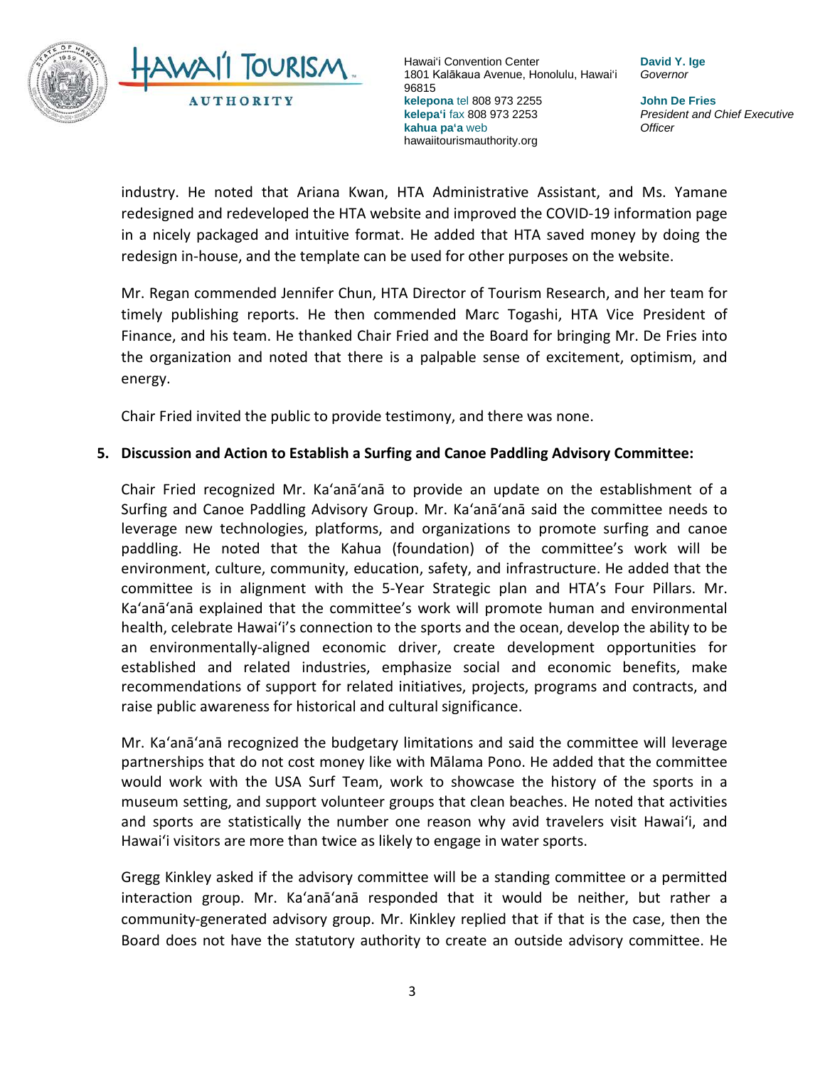industry. He noted that Ariana Kwan, HTA Administrative Assistant, and Ms. Yamane redesigned and redeveloped the HTA website and improved the COVID-19 information page in a nicely packaged and intuitive format. He added that HTA saved money by doing the redesign in-house, and the template can be used for other purposes on the website.

Mr. Regan commended Jennifer Chun, HTA Director of Tourism Research, and her team for timely publishing reports. He then commended Marc Togashi, HTA Vice President of Finance, and his team. He thanked Chair Fried and the Board for bringing Mr. De Fries into the organization and noted that there is a palpable sense of excitement, optimism, and energy.

Chair Fried invited the public to provide testimony, and there was none.

**5. Discussion and Action to Establish a Surfing and Canoe Paddling Advisory Committee:**

Chair Fried recognized Mr. Ka'anā'anā to provide an update on the establishment of a Surfing and Canoe Paddling Advisory Group. Mr. Ka'anā'anā said the committee needs to leverage new technologies, platforms, and organizations to promote surfing and canoe paddling. He noted that the Kahua (foundation) of the committee's work will be environment, culture, community, education, safety, and infrastructure. He added that the committee is in alignment with the 5-Year Strategic plan and HTA's Four Pillars. Mr. Ka'anā'anā explained that the committee's work will promote human and environmental health, celebrate Hawai'i's connection to the sports and the ocean, develop the ability to be an environmentally-aligned economic driver, create development opportunities for established and related industries, emphasize social and economic benefits, make recommendations of support for related initiatives, projects, programs and contracts, and raise public awareness for historical and cultural significance.

Mr. Ka'anā'anā recognized the budgetary limitations and said the committee will leverage partnerships that do not cost money like with Mālama Pono. He added that the committee would work with the USA Surf Team, work to showcase the history of the sports in a museum setting, and support volunteer groups that clean beaches. He noted that activities and sports are statistically the number one reason why avid travelers visit Hawai'i, and Hawai'i visitors are more than twice as likely to engage in water sports.

Gregg Kinkley asked if the advisory committee will be a standing committee or a permitted interaction group. Mr. Ka'anā'anā responded that it would be neither, but rather a community-generated advisory group. Mr. Kinkley replied that if that is the case, then the Board does not have the statutory authority to create an outside advisory committee. He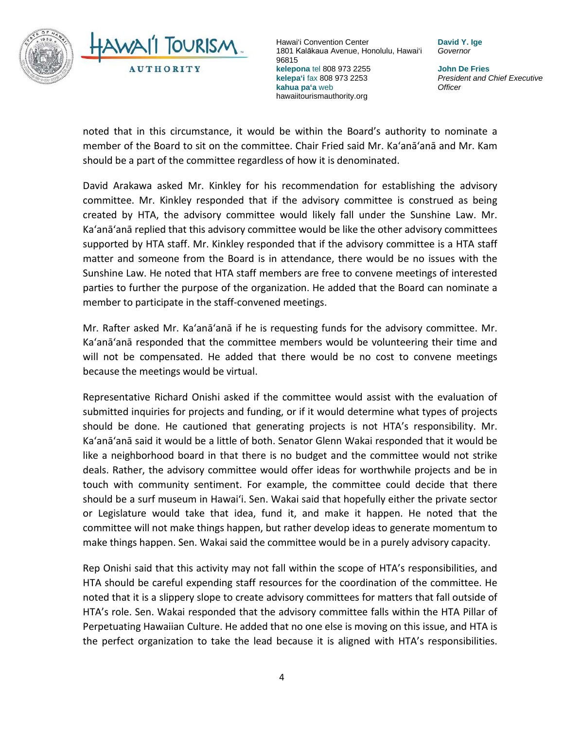noted that in this circumstance, it would be within the Board's authority to nominate a member of the Board to sit on the committee. Chair Fried said Mr. Ka'anā'anā and Mr. Kam should be a part of the committee regardless of how it is denominated.

David Arakawa asked Mr. Kinkley for his recommendation for establishing the advisory committee. Mr. Kinkley responded that if the advisory committee is construed as being created by HTA, the advisory committee would likely fall under the Sunshine Law. Mr. Ka'anā'anā replied that this advisory committee would be like the other advisory committees supported by HTA staff. Mr. Kinkley responded that if the advisory committee is a HTA staff matter and someone from the Board is in attendance, there would be no issues with the Sunshine Law. He noted that HTA staff members are free to convene meetings of interested parties to further the purpose of the organization. He added that the Board can nominate a member to participate in the staff-convened meetings.

Mr. Rafter asked Mr. Ka'anā'anā if he is requesting funds for the advisory committee. Mr. Ka'anā'anā responded that the committee members would be volunteering their time and will not be compensated. He added that there would be no cost to convene meetings because the meetings would be virtual.

Representative Richard Onishi asked if the committee would assist with the evaluation of submitted inquiries for projects and funding, or if it would determine what types of projects should be done. He cautioned that generating projects is not HTA's responsibility. Mr. Ka'anā'anā said it would be a little of both. Senator Glenn Wakai responded that it would be like a neighborhood board in that there is no budget and the committee would not strike deals. Rather, the advisory committee would offer ideas for worthwhile projects and be in touch with community sentiment. For example, the committee could decide that there should be a surf museum in Hawai'i. Sen. Wakai said that hopefully either the private sector or Legislature would take that idea, fund it, and make it happen. He noted that the committee will not make things happen, but rather develop ideas to generate momentum to make things happen. Sen. Wakai said the committee would be in a purely advisory capacity.

Rep Onishi said that this activity may not fall within the scope of HTA's responsibilities, and HTA should be careful expending staff resources for the coordination of the committee. He noted that it is a slippery slope to create advisory committees for matters that fall outside of HTA's role. Sen. Wakai responded that the advisory committee falls within the HTA Pillar of Perpetuating Hawaiian Culture. He added that no one else is moving on this issue, and HTA is the perfect organization to take the lead because it is aligned with HTA's responsibilities.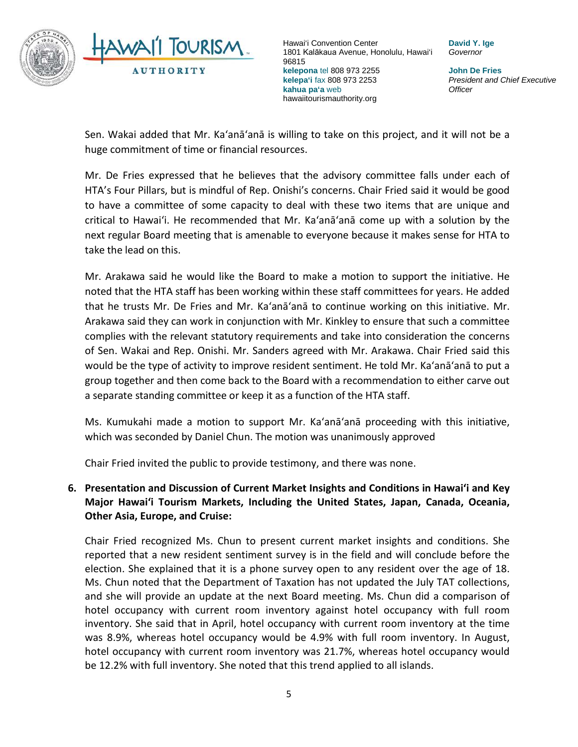Sen. Wakai added that Mr. Ka'anā'anā is willing to take on this project, and it will not be a huge commitment of time or financial resources.

Mr. De Fries expressed that he believes that the advisory committee falls under each of HTA's Four Pillars, but is mindful of Rep. Onishi's concerns. Chair Fried said it would be good to have a committee of some capacity to deal with these two items that are unique and critical to Hawai'i. He recommended that Mr. Ka'anā'anā come up with a solution by the next regular Board meeting that is amenable to everyone because it makes sense for HTA to take the lead on this.

Mr. Arakawa said he would like the Board to make a motion to support the initiative. He noted that the HTA staff has been working within these staff committees for years. He added that he trusts Mr. De Fries and Mr. Ka'anā'anā to continue working on this initiative. Mr. Arakawa said they can work in conjunction with Mr. Kinkley to ensure that such a committee complies with the relevant statutory requirements and take into consideration the concerns of Sen. Wakai and Rep. Onishi. Mr. Sanders agreed with Mr. Arakawa. Chair Fried said this would be the type of activity to improve resident sentiment. He told Mr. Ka'anā'anā to put a group together and then come back to the Board with a recommendation to either carve out a separate standing committee or keep it as a function of the HTA staff.

Ms. Kumukahi made a motion to support Mr. Ka'anā'anā proceeding with this initiative, which was seconded by Daniel Chun. The motion was unanimously approved

Chair Fried invited the public to provide testimony, and there was none.

**6. Presentation and Discussion of Current Market Insights and Conditions in Hawai'i and Key Major Hawai'i Tourism Markets, Including the United States, Japan, Canada, Oceania, Other Asia, Europe, and Cruise:**

Chair Fried recognized Ms. Chun to present current market insights and conditions. She reported that a new resident sentiment survey is in the field and will conclude before the election. She explained that it is a phone survey open to any resident over the age of 18. Ms. Chun noted that the Department of Taxation has not updated the July TAT collections, and she will provide an update at the next Board meeting. Ms. Chun did a comparison of hotel occupancy with current room inventory against hotel occupancy with full room inventory. She said that in April, hotel occupancy with current room inventory at the time was 8.9%, whereas hotel occupancy would be 4.9% with full room inventory. In August, hotel occupancy with current room inventory was 21.7%, whereas hotel occupancy would be 12.2% with full inventory. She noted that this trend applied to all islands.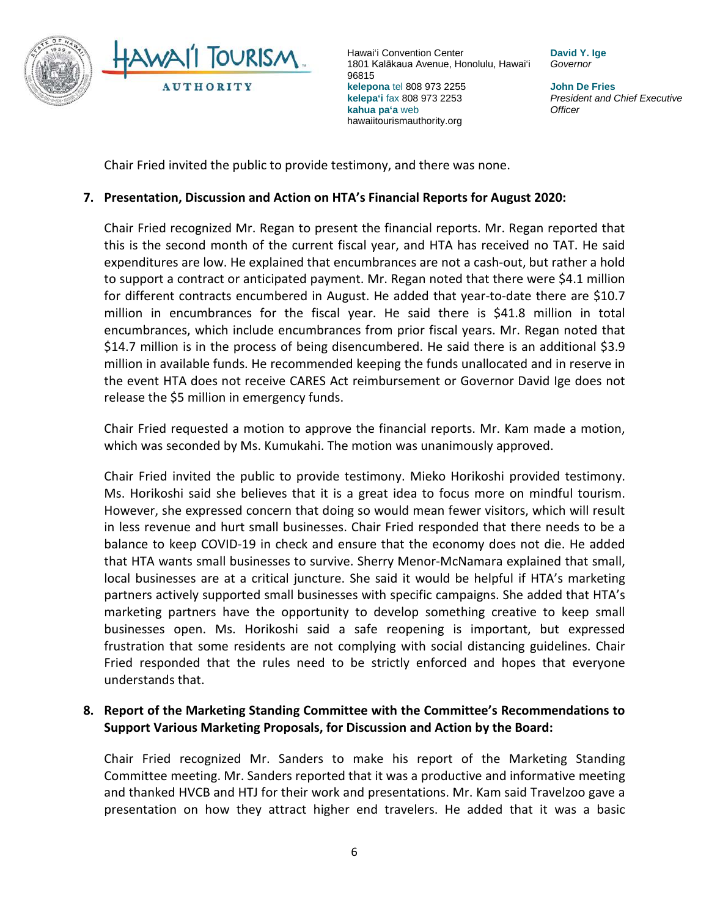Chair Fried invited the public to provide testimony, and there was none.

**7. Presentation, Discussion and Action on HTA's Financial Reports for August 2020:**

Chair Fried recognized Mr. Regan to present the financial reports. Mr. Regan reported that this is the second month of the current fiscal year, and HTA has received no TAT. He said expenditures are low. He explained that encumbrances are not a cash-out, but rather a hold to support a contract or anticipated payment. Mr. Regan noted that there were $4.1 million for different contracts encumbered in August. He added that year-to-date there are $10.7 million in encumbrances for the fiscal year. He said there is $41.8 million in total encumbrances, which include encumbrances from prior fiscal years. Mr. Regan noted that $14.7 million is in the process of being disencumbered. He said there is an additional $3.9 million in available funds. He recommended keeping the funds unallocated and in reserve in the event HTA does not receive CARES Act reimbursement or Governor David Ige does not release the $5 million in emergency funds.

Chair Fried requested a motion to approve the financial reports. Mr. Kam made a motion, which was seconded by Ms. Kumukahi. The motion was unanimously approved.

Chair Fried invited the public to provide testimony. Mieko Horikoshi provided testimony. Ms. Horikoshi said she believes that it is a great idea to focus more on mindful tourism. However, she expressed concern that doing so would mean fewer visitors, which will result in less revenue and hurt small businesses. Chair Fried responded that there needs to be a balance to keep COVID-19 in check and ensure that the economy does not die. He added that HTA wants small businesses to survive. Sherry Menor-McNamara explained that small, local businesses are at a critical juncture. She said it would be helpful if HTA's marketing partners actively supported small businesses with specific campaigns. She added that HTA's marketing partners have the opportunity to develop something creative to keep small businesses open. Ms. Horikoshi said a safe reopening is important, but expressed frustration that some residents are not complying with social distancing guidelines. Chair Fried responded that the rules need to be strictly enforced and hopes that everyone understands that.

**8. Report of the Marketing Standing Committee with the Committee's Recommendations to Support Various Marketing Proposals, for Discussion and Action by the Board:**

Chair Fried recognized Mr. Sanders to make his report of the Marketing Standing Committee meeting. Mr. Sanders reported that it was a productive and informative meeting and thanked HVCB and HTJ for their work and presentations. Mr. Kam said Travelzoo gave a presentation on how they attract higher end travelers. He added that it was a basic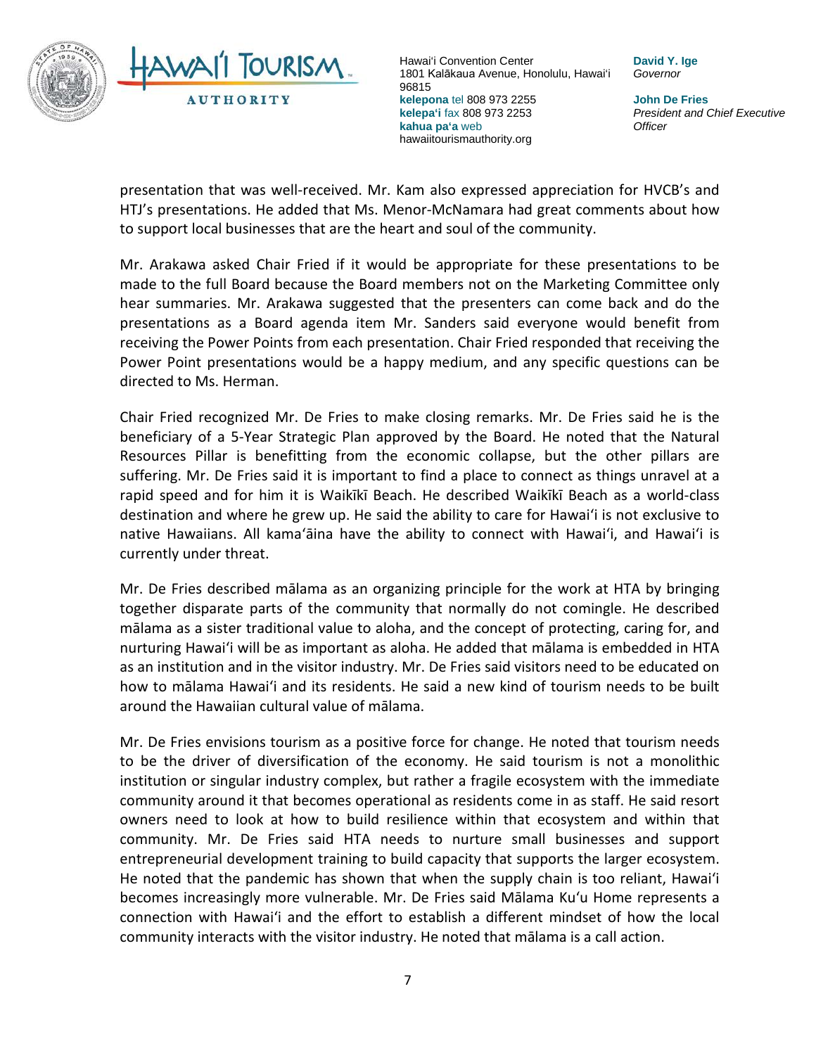presentation that was well-received. Mr. Kam also expressed appreciation for HVCB's and HTJ's presentations. He added that Ms. Menor-McNamara had great comments about how to support local businesses that are the heart and soul of the community.

Mr. Arakawa asked Chair Fried if it would be appropriate for these presentations to be made to the full Board because the Board members not on the Marketing Committee only hear summaries. Mr. Arakawa suggested that the presenters can come back and do the presentations as a Board agenda item Mr. Sanders said everyone would benefit from receiving the Power Points from each presentation. Chair Fried responded that receiving the Power Point presentations would be a happy medium, and any specific questions can be directed to Ms. Herman.

Chair Fried recognized Mr. De Fries to make closing remarks. Mr. De Fries said he is the beneficiary of a 5-Year Strategic Plan approved by the Board. He noted that the Natural Resources Pillar is benefitting from the economic collapse, but the other pillars are suffering. Mr. De Fries said it is important to find a place to connect as things unravel at a rapid speed and for him it is Waikīkī Beach. He described Waikīkī Beach as a world-class destination and where he grew up. He said the ability to care for Hawaiʻi is not exclusive to native Hawaiians. All kamaʻāina have the ability to connect with Hawaiʻi, and Hawaiʻi is currently under threat.

Mr. De Fries described mālama as an organizing principle for the work at HTA by bringing together disparate parts of the community that normally do not comingle. He described mālama as a sister traditional value to aloha, and the concept of protecting, caring for, and nurturing Hawaiʻi will be as important as aloha. He added that mālama is embedded in HTA as an institution and in the visitor industry. Mr. De Fries said visitors need to be educated on how to mālama Hawaiʻi and its residents. He said a new kind of tourism needs to be built around the Hawaiian cultural value of mālama.

Mr. De Fries envisions tourism as a positive force for change. He noted that tourism needs to be the driver of diversification of the economy. He said tourism is not a monolithic institution or singular industry complex, but rather a fragile ecosystem with the immediate community around it that becomes operational as residents come in as staff. He said resort owners need to look at how to build resilience within that ecosystem and within that community. Mr. De Fries said HTA needs to nurture small businesses and support entrepreneurial development training to build capacity that supports the larger ecosystem. He noted that the pandemic has shown that when the supply chain is too reliant, Hawaiʻi becomes increasingly more vulnerable. Mr. De Fries said Mālama Kuʻu Home represents a connection with Hawaiʻi and the effort to establish a different mindset of how the local community interacts with the visitor industry. He noted that mālama is a call action.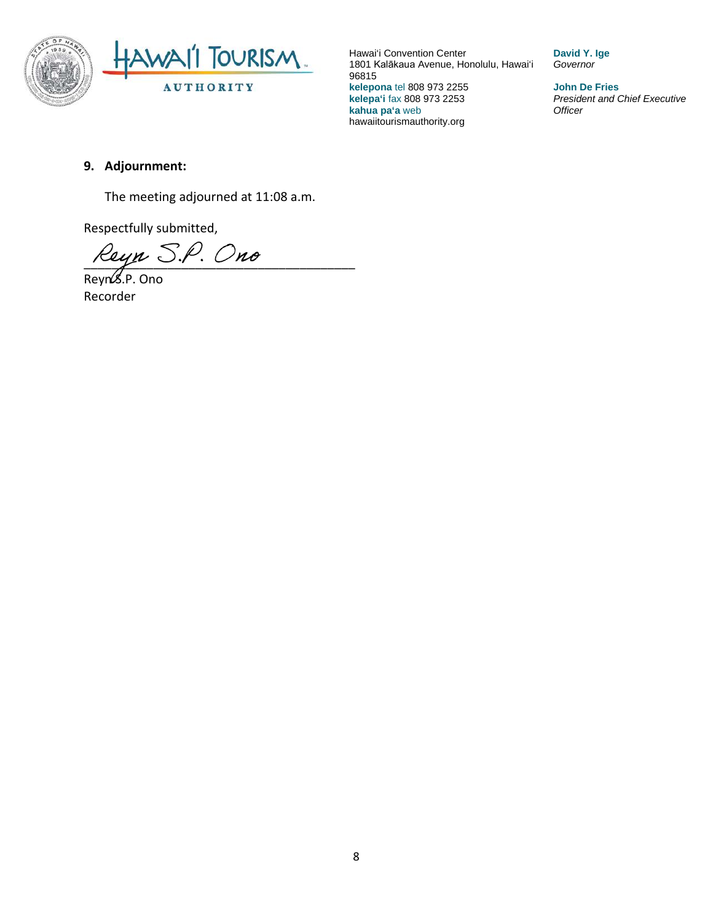### 9. Adjournment:

The meeting adjourned at 11:08 a.m.

Respectfully submitted,

Reyn S.P. Ono
Recorder